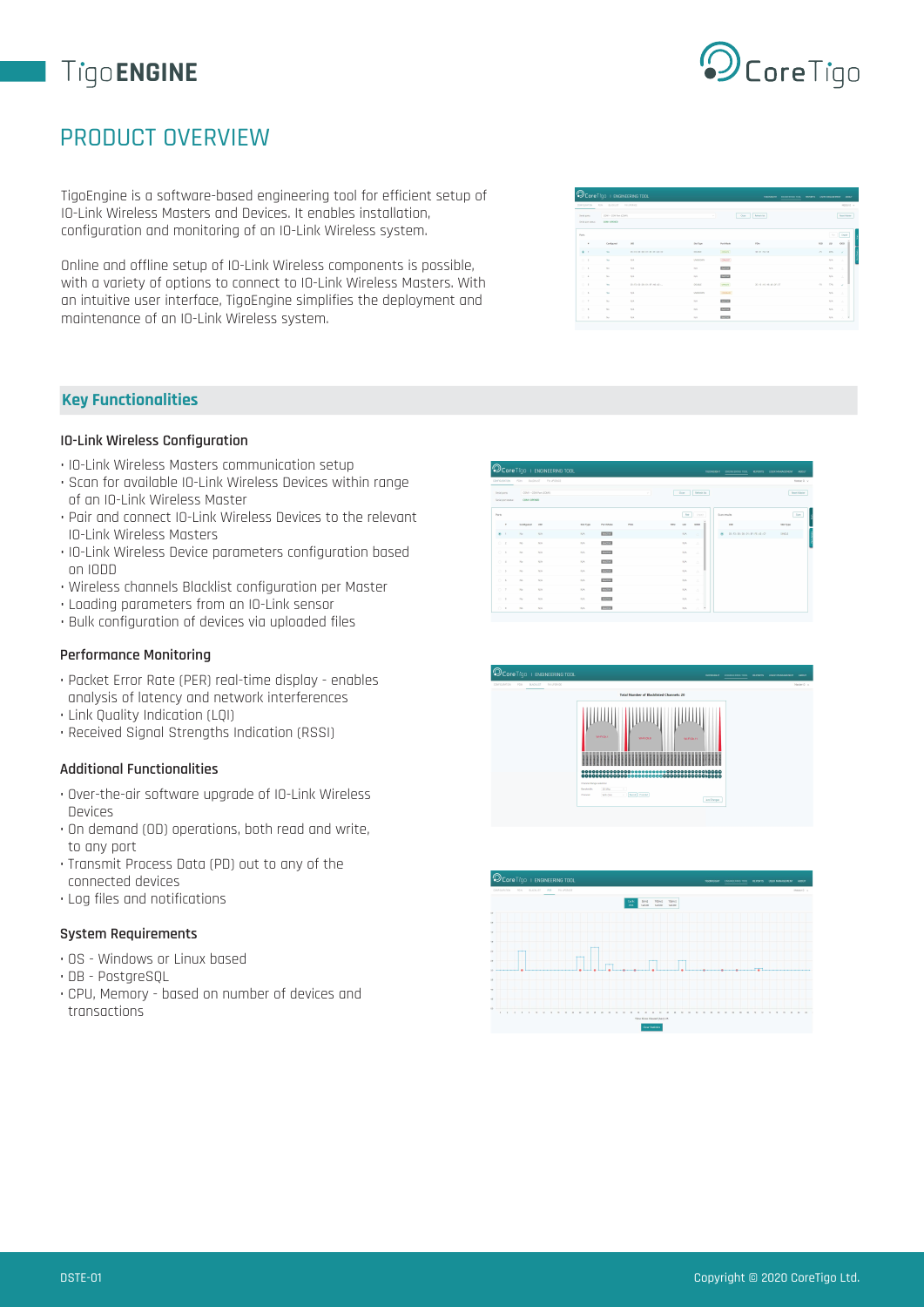# TigoENGINE

CoreTigo

## PRODUCT OVERVIEW

TigoEngine is a software-based engineering tool for efficient setup of IO-Link Wireless Masters and Devices. It enables installation, configuration and monitoring of an IO-Link Wireless system.

Online and offline setup of IO-Link Wireless components is possible, with a variety of options to connect to IO-Link Wireless Masters. With an intuitive user interface, TigoEngine simplifies the deployment and maintenance of an IO-Link Wireless system.

## Key Functionalities

### IO-Link Wireless Configuration

- IO-Link Wireless Masters communication setup
- Scan for available IO-Link Wireless Devices within range of an IO-Link Wireless Master
- Pair and connect IO-Link Wireless Devices to the relevant IO-Link Wireless Masters
- IO-Link Wireless Device parameters configuration based on IODD
- Wireless channels Blacklist configuration per Master
- Loading parameters from an IO-Link sensor
- Bulk configuration of devices via uploaded files

### Performance Monitoring

- Packet Error Rate (PER) real-time display - enables analysis of latency and network interferences
- Link Quality Indication (LQI)
- Received Signal Strengths Indication (RSSI)

### Additional Functionalities

- Over-the-air software upgrade of IO-Link Wireless Devices
- On demand (OD) operations, both read and write, to any port
- Transmit Process Data (PD) out to any of the connected devices
- Log files and notifications

### System Requirements

- OS - Windows or Linux based
- DB - PostgreSQL
- CPU, Memory - based on number of devices and transactions

DSTE-01

Copyright © 2020 CoreTigo Ltd.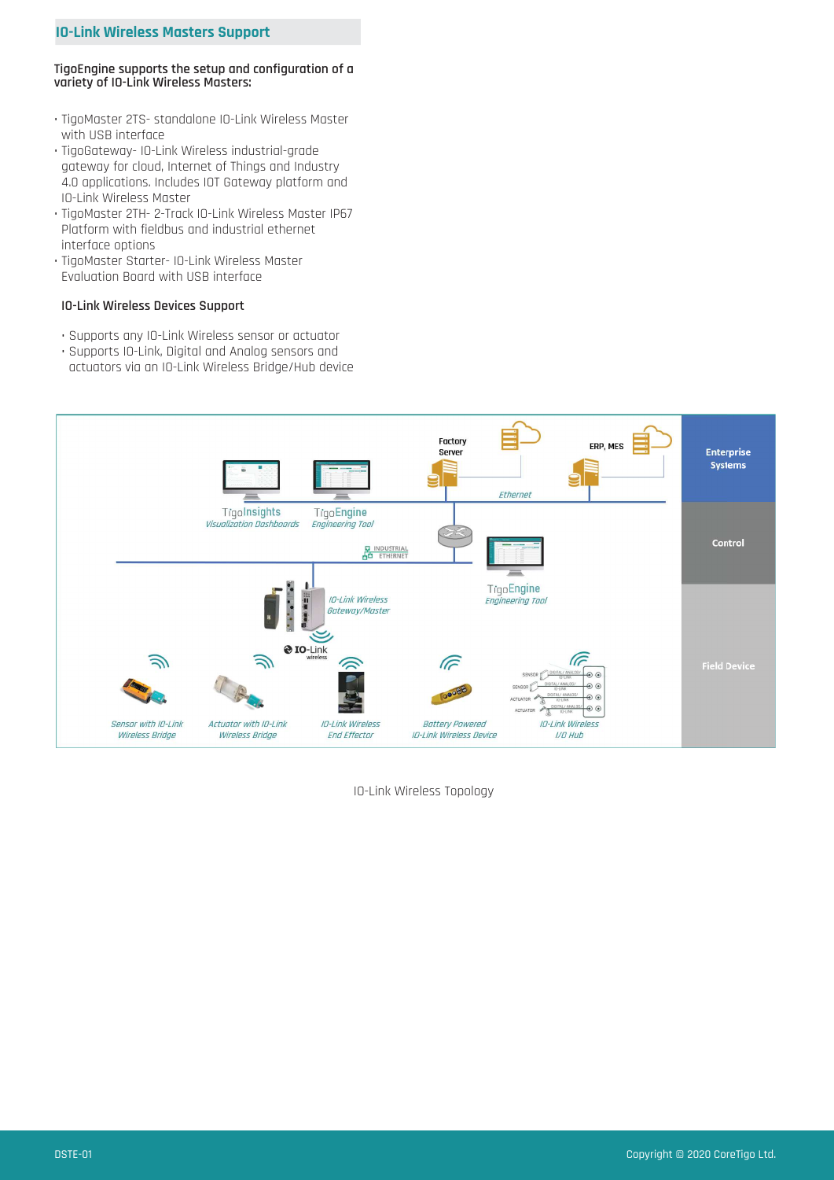## IO-Link Wireless Masters Support

**TigoEngine supports the setup and configuration of a variety of IO-Link Wireless Masters:**

- TigoMaster 2TS- standalone IO-Link Wireless Master with USB interface
- TigoGateway- IO-Link Wireless industrial-grade gateway for cloud, Internet of Things and Industry 4.0 applications. Includes IOT Gateway platform and IO-Link Wireless Master
- TigoMaster 2TH- 2-Track IO-Link Wireless Master IP67 Platform with fieldbus and industrial ethernet interface options
- TigoMaster Starter- IO-Link Wireless Master Evaluation Board with USB interface

### IO-Link Wireless Devices Support

- Supports any IO-Link Wireless sensor or actuator
- Supports IO-Link, Digital and Analog sensors and actuators via an IO-Link Wireless Bridge/Hub device

Factory Server

ERP, MES

Enterprise Systems

Ethernet

TigoInsights *Visualization Dashboards*

TigoEngine *Engineering Tool*

INDUSTRIAL ETHERNET

Control

TigoEngine *Engineering Tool*

*IO-Link Wireless Gateway/Master*

IO-Link wireless

Field Device

*Sensor with IO-Link Wireless Bridge*

*Actuator with IO-Link Wireless Bridge*

*IO-Link Wireless End Effector*

*Battery Powered IO-Link Wireless Device*

*IO-Link Wireless I/O Hub*

IO-Link Wireless Topology